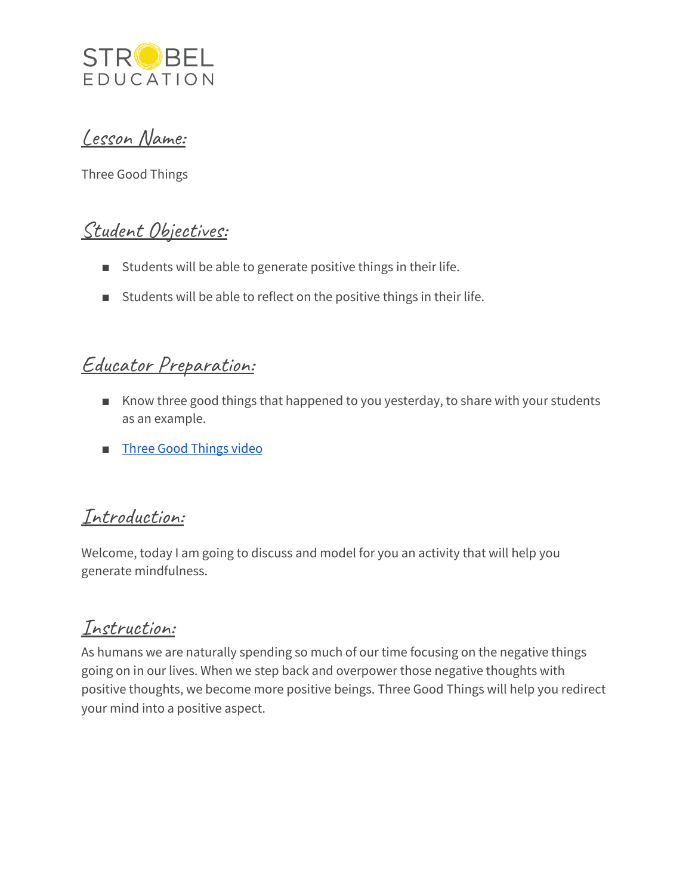STROBEL
EDUCATION

## Lesson Name:

Three Good Things

## Student Objectives:

- Students will be able to generate positive things in their life.
- Students will be able to reflect on the positive things in their life.

## Educator Preparation:

- Know three good things that happened to you yesterday, to share with your students as an example.
- Three Good Things video

## Introduction:

Welcome, today I am going to discuss and model for you an activity that will help you generate mindfulness.

## Instruction:

As humans we are naturally spending so much of our time focusing on the negative things going on in our lives. When we step back and overpower those negative thoughts with positive thoughts, we become more positive beings. Three Good Things will help you redirect your mind into a positive aspect.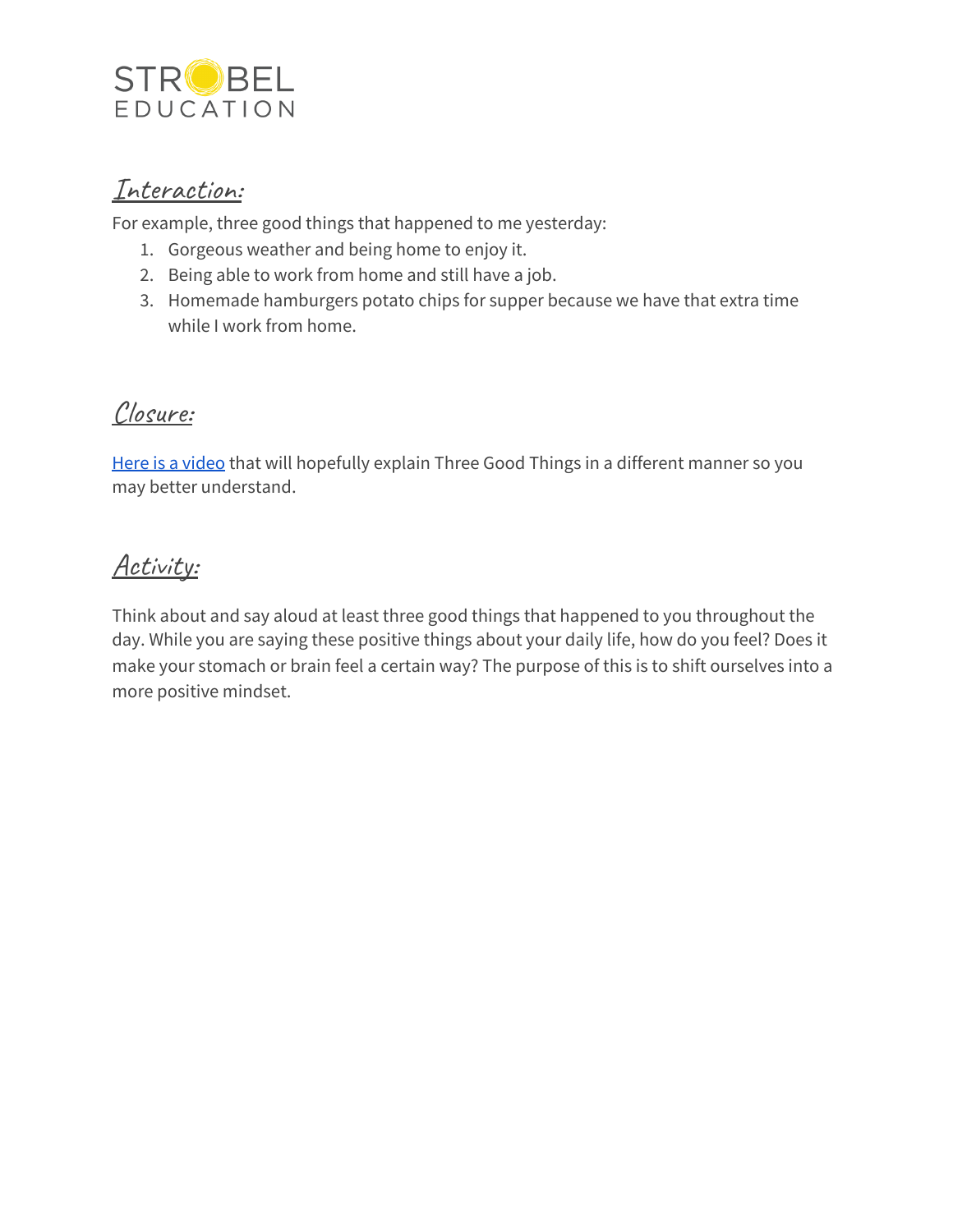STROBEL EDUCATION

## Interaction:

For example, three good things that happened to me yesterday:

1. Gorgeous weather and being home to enjoy it.
2. Being able to work from home and still have a job.
3. Homemade hamburgers potato chips for supper because we have that extra time while I work from home.

## Closure:

Here is a video that will hopefully explain Three Good Things in a different manner so you may better understand.

## Activity:

Think about and say aloud at least three good things that happened to you throughout the day. While you are saying these positive things about your daily life, how do you feel? Does it make your stomach or brain feel a certain way? The purpose of this is to shift ourselves into a more positive mindset.